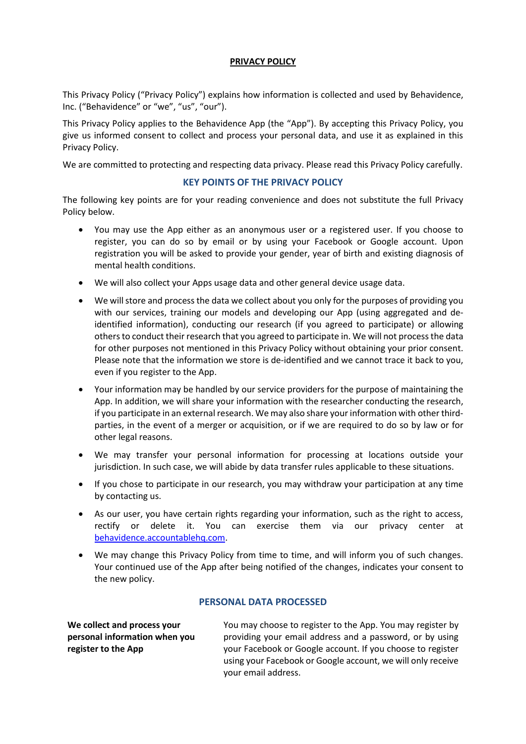# PRIVACY POLICY

This Privacy Policy ("Privacy Policy") explains how information is collected and used by Behavidence, Inc. ("Behavidence" or "we", "us", "our").

This Privacy Policy applies to the Behavidence App (the "App"). By accepting this Privacy Policy, you give us informed consent to collect and process your personal data, and use it as explained in this Privacy Policy.

We are committed to protecting and respecting data privacy. Please read this Privacy Policy carefully.

## KEY POINTS OF THE PRIVACY POLICY

The following key points are for your reading convenience and does not substitute the full Privacy Policy below.

- You may use the App either as an anonymous user or a registered user. If you choose to register, you can do so by email or by using your Facebook or Google account. Upon registration you will be asked to provide your gender, year of birth and existing diagnosis of mental health conditions.
- We will also collect your Apps usage data and other general device usage data.
- We will store and process the data we collect about you only for the purposes of providing you with our services, training our models and developing our App (using aggregated and de-identified information), conducting our research (if you agreed to participate) or allowing others to conduct their research that you agreed to participate in. We will not process the data for other purposes not mentioned in this Privacy Policy without obtaining your prior consent. Please note that the information we store is de-identified and we cannot trace it back to you, even if you register to the App.
- Your information may be handled by our service providers for the purpose of maintaining the App. In addition, we will share your information with the researcher conducting the research, if you participate in an external research. We may also share your information with other third-parties, in the event of a merger or acquisition, or if we are required to do so by law or for other legal reasons.
- We may transfer your personal information for processing at locations outside your jurisdiction. In such case, we will abide by data transfer rules applicable to these situations.
- If you chose to participate in our research, you may withdraw your participation at any time by contacting us.
- As our user, you have certain rights regarding your information, such as the right to access, rectify or delete it. You can exercise them via our privacy center at behavidence.accountablehq.com.
- We may change this Privacy Policy from time to time, and will inform you of such changes. Your continued use of the App after being notified of the changes, indicates your consent to the new policy.

## PERSONAL DATA PROCESSED

**We collect and process your personal information when you register to the App**

You may choose to register to the App. You may register by providing your email address and a password, or by using your Facebook or Google account. If you choose to register using your Facebook or Google account, we will only receive your email address.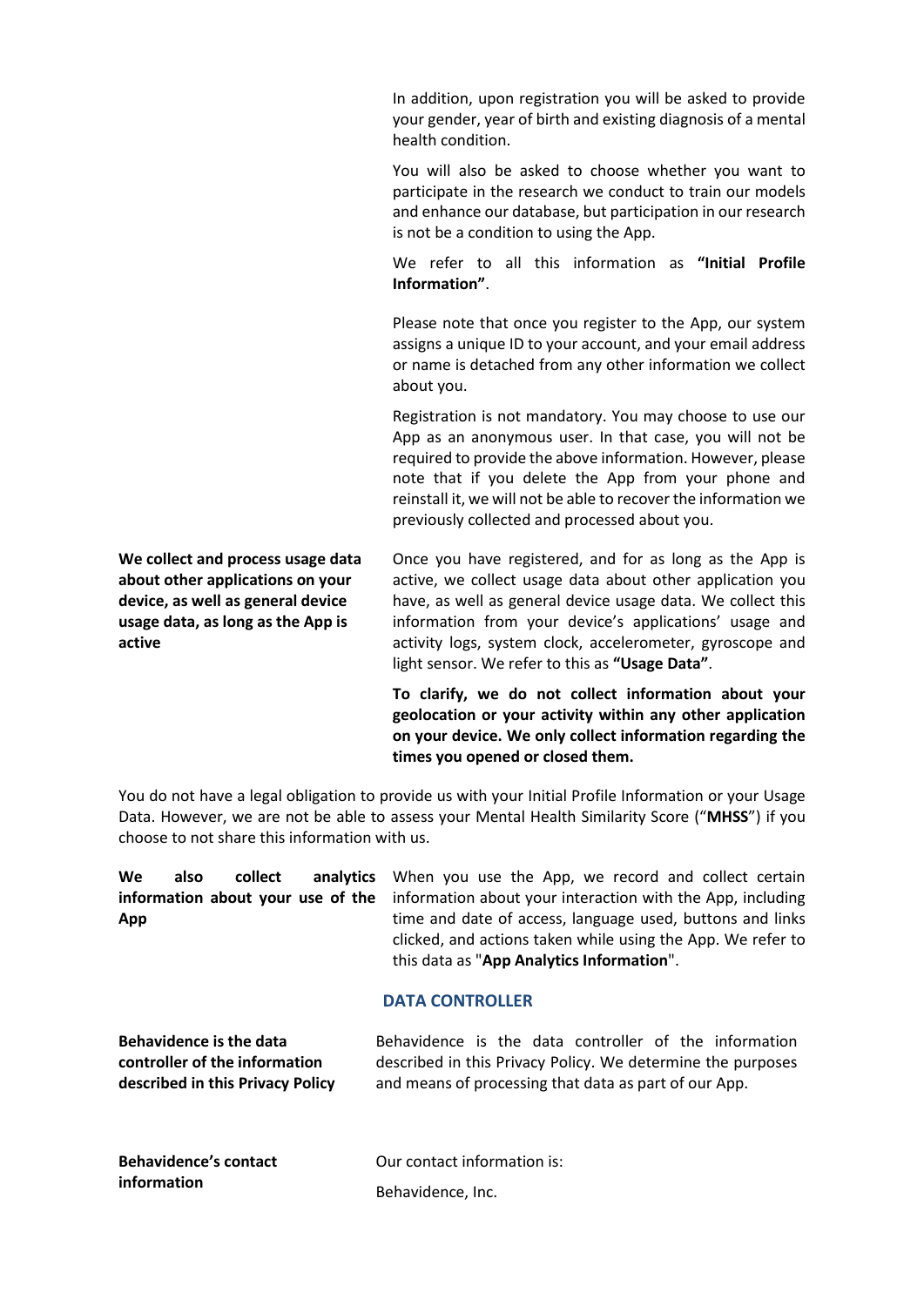In addition, upon registration you will be asked to provide your gender, year of birth and existing diagnosis of a mental health condition.

You will also be asked to choose whether you want to participate in the research we conduct to train our models and enhance our database, but participation in our research is not be a condition to using the App.

We refer to all this information as **"Initial Profile Information"**.

Please note that once you register to the App, our system assigns a unique ID to your account, and your email address or name is detached from any other information we collect about you.

Registration is not mandatory. You may choose to use our App as an anonymous user. In that case, you will not be required to provide the above information. However, please note that if you delete the App from your phone and reinstall it, we will not be able to recover the information we previously collected and processed about you.

**We collect and process usage data about other applications on your device, as well as general device usage data, as long as the App is active**

Once you have registered, and for as long as the App is active, we collect usage data about other application you have, as well as general device usage data. We collect this information from your device's applications' usage and activity logs, system clock, accelerometer, gyroscope and light sensor. We refer to this as **"Usage Data"**.

**To clarify, we do not collect information about your geolocation or your activity within any other application on your device. We only collect information regarding the times you opened or closed them.**

You do not have a legal obligation to provide us with your Initial Profile Information or your Usage Data. However, we are not be able to assess your Mental Health Similarity Score ("**MHSS**") if you choose to not share this information with us.

**We also collect analytics information about your use of the App**

When you use the App, we record and collect certain information about your interaction with the App, including time and date of access, language used, buttons and links clicked, and actions taken while using the App. We refer to this data as "**App Analytics Information**".

## DATA CONTROLLER

**Behavidence is the data controller of the information described in this Privacy Policy**

Behavidence is the data controller of the information described in this Privacy Policy. We determine the purposes and means of processing that data as part of our App.

**Behavidence's contact information**

Our contact information is:

Behavidence, Inc.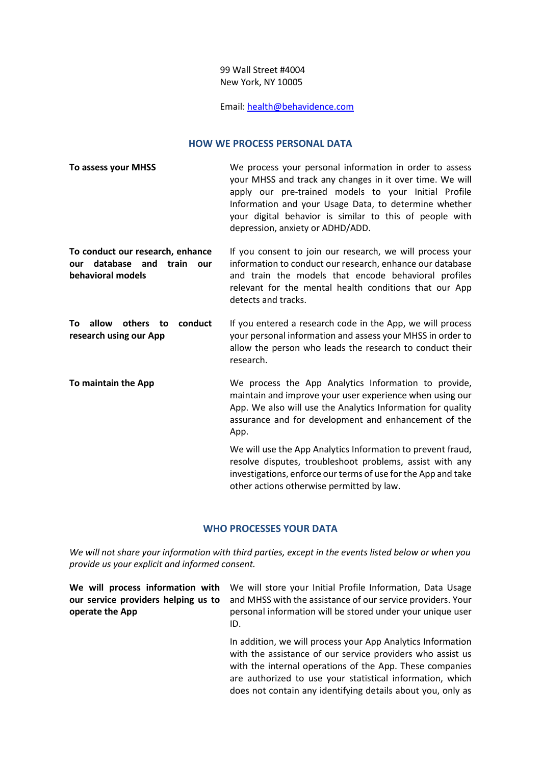99 Wall Street #4004
New York, NY 10005

Email: [health@behavidence.com](mailto:health@behavidence.com)

## HOW WE PROCESS PERSONAL DATA

**To assess your MHSS**

We process your personal information in order to assess your MHSS and track any changes in it over time. We will apply our pre-trained models to your Initial Profile Information and your Usage Data, to determine whether your digital behavior is similar to this of people with depression, anxiety or ADHD/ADD.

**To conduct our research, enhance our database and train our behavioral models**

If you consent to join our research, we will process your information to conduct our research, enhance our database and train the models that encode behavioral profiles relevant for the mental health conditions that our App detects and tracks.

**To allow others to conduct research using our App**

If you entered a research code in the App, we will process your personal information and assess your MHSS in order to allow the person who leads the research to conduct their research.

**To maintain the App**

We process the App Analytics Information to provide, maintain and improve your user experience when using our App. We also will use the Analytics Information for quality assurance and for development and enhancement of the App.

We will use the App Analytics Information to prevent fraud, resolve disputes, troubleshoot problems, assist with any investigations, enforce our terms of use for the App and take other actions otherwise permitted by law.

## WHO PROCESSES YOUR DATA

*We will not share your information with third parties, except in the events listed below or when you provide us your explicit and informed consent.*

**We will process information with our service providers helping us to operate the App**

We will store your Initial Profile Information, Data Usage and MHSS with the assistance of our service providers. Your personal information will be stored under your unique user ID.

In addition, we will process your App Analytics Information with the assistance of our service providers who assist us with the internal operations of the App. These companies are authorized to use your statistical information, which does not contain any identifying details about you, only as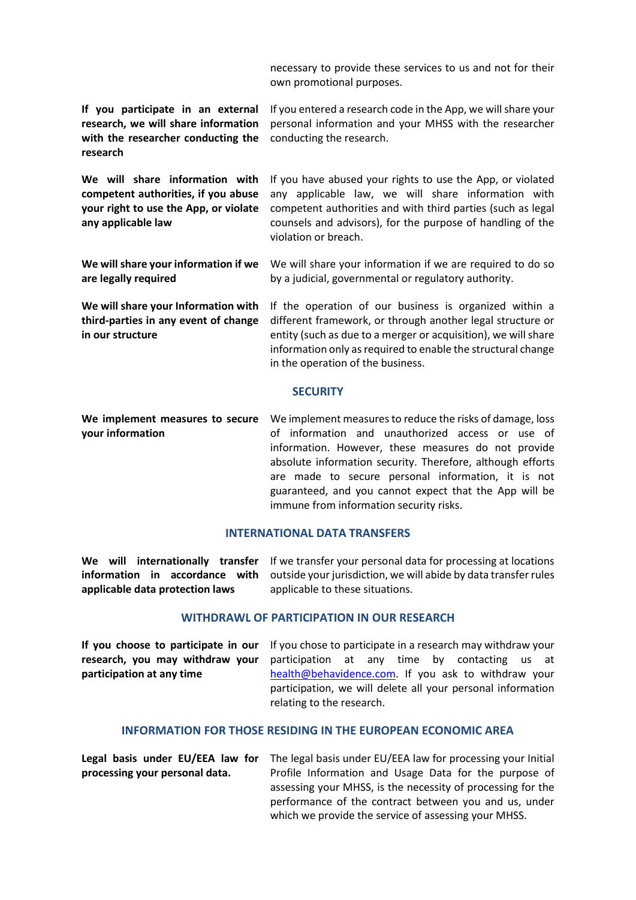necessary to provide these services to us and not for their own promotional purposes.

**If you participate in an external research, we will share information with the researcher conducting the research**

If you entered a research code in the App, we will share your personal information and your MHSS with the researcher conducting the research.

**We will share information with competent authorities, if you abuse your right to use the App, or violate any applicable law**

If you have abused your rights to use the App, or violated any applicable law, we will share information with competent authorities and with third parties (such as legal counsels and advisors), for the purpose of handling of the violation or breach.

**We will share your information if we are legally required**

We will share your information if we are required to do so by a judicial, governmental or regulatory authority.

**We will share your Information with third-parties in any event of change in our structure**

If the operation of our business is organized within a different framework, or through another legal structure or entity (such as due to a merger or acquisition), we will share information only as required to enable the structural change in the operation of the business.

## SECURITY

**We implement measures to secure your information**

We implement measures to reduce the risks of damage, loss of information and unauthorized access or use of information. However, these measures do not provide absolute information security. Therefore, although efforts are made to secure personal information, it is not guaranteed, and you cannot expect that the App will be immune from information security risks.

## INTERNATIONAL DATA TRANSFERS

**We will internationally transfer information in accordance with applicable data protection laws**

If we transfer your personal data for processing at locations outside your jurisdiction, we will abide by data transfer rules applicable to these situations.

## WITHDRAWL OF PARTICIPATION IN OUR RESEARCH

**If you choose to participate in our research, you may withdraw your participation at any time**

If you chose to participate in a research may withdraw your participation at any time by contacting us at health@behavidence.com. If you ask to withdraw your participation, we will delete all your personal information relating to the research.

## INFORMATION FOR THOSE RESIDING IN THE EUROPEAN ECONOMIC AREA

**Legal basis under EU/EEA law for processing your personal data.**

The legal basis under EU/EEA law for processing your Initial Profile Information and Usage Data for the purpose of assessing your MHSS, is the necessity of processing for the performance of the contract between you and us, under which we provide the service of assessing your MHSS.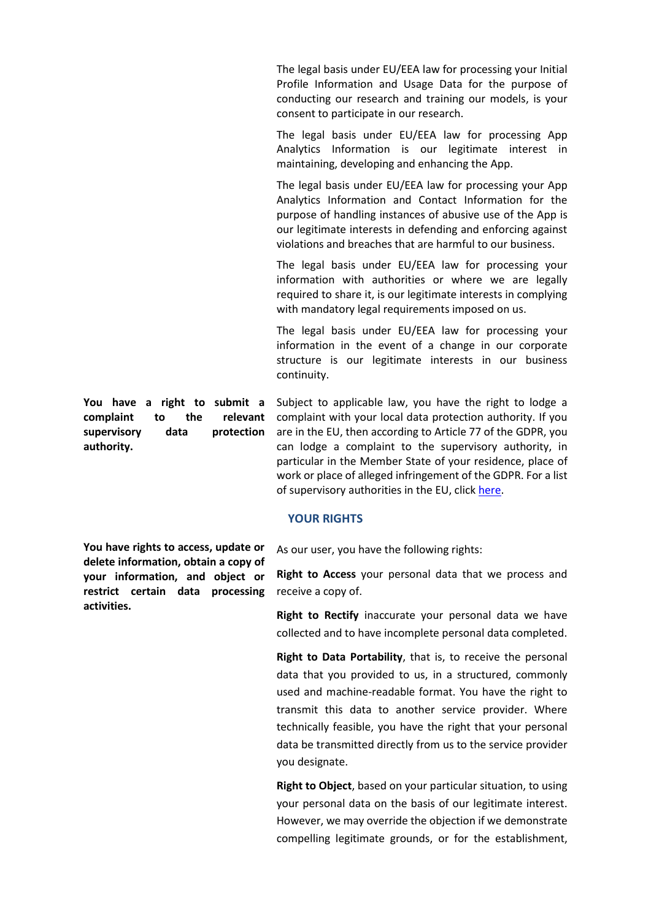The legal basis under EU/EEA law for processing your Initial Profile Information and Usage Data for the purpose of conducting our research and training our models, is your consent to participate in our research.

The legal basis under EU/EEA law for processing App Analytics Information is our legitimate interest in maintaining, developing and enhancing the App.

The legal basis under EU/EEA law for processing your App Analytics Information and Contact Information for the purpose of handling instances of abusive use of the App is our legitimate interests in defending and enforcing against violations and breaches that are harmful to our business.

The legal basis under EU/EEA law for processing your information with authorities or where we are legally required to share it, is our legitimate interests in complying with mandatory legal requirements imposed on us.

The legal basis under EU/EEA law for processing your information in the event of a change in our corporate structure is our legitimate interests in our business continuity.

**You have a right to submit a complaint to the relevant supervisory data protection authority.**

Subject to applicable law, you have the right to lodge a complaint with your local data protection authority. If you are in the EU, then according to Article 77 of the GDPR, you can lodge a complaint to the supervisory authority, in particular in the Member State of your residence, place of work or place of alleged infringement of the GDPR. For a list of supervisory authorities in the EU, click [here](#).

## YOUR RIGHTS

**You have rights to access, update or delete information, obtain a copy of your information, and object or restrict certain data processing activities.**

As our user, you have the following rights:

**Right to Access** your personal data that we process and receive a copy of.

**Right to Rectify** inaccurate your personal data we have collected and to have incomplete personal data completed.

**Right to Data Portability**, that is, to receive the personal data that you provided to us, in a structured, commonly used and machine-readable format. You have the right to transmit this data to another service provider. Where technically feasible, you have the right that your personal data be transmitted directly from us to the service provider you designate.

**Right to Object**, based on your particular situation, to using your personal data on the basis of our legitimate interest. However, we may override the objection if we demonstrate compelling legitimate grounds, or for the establishment,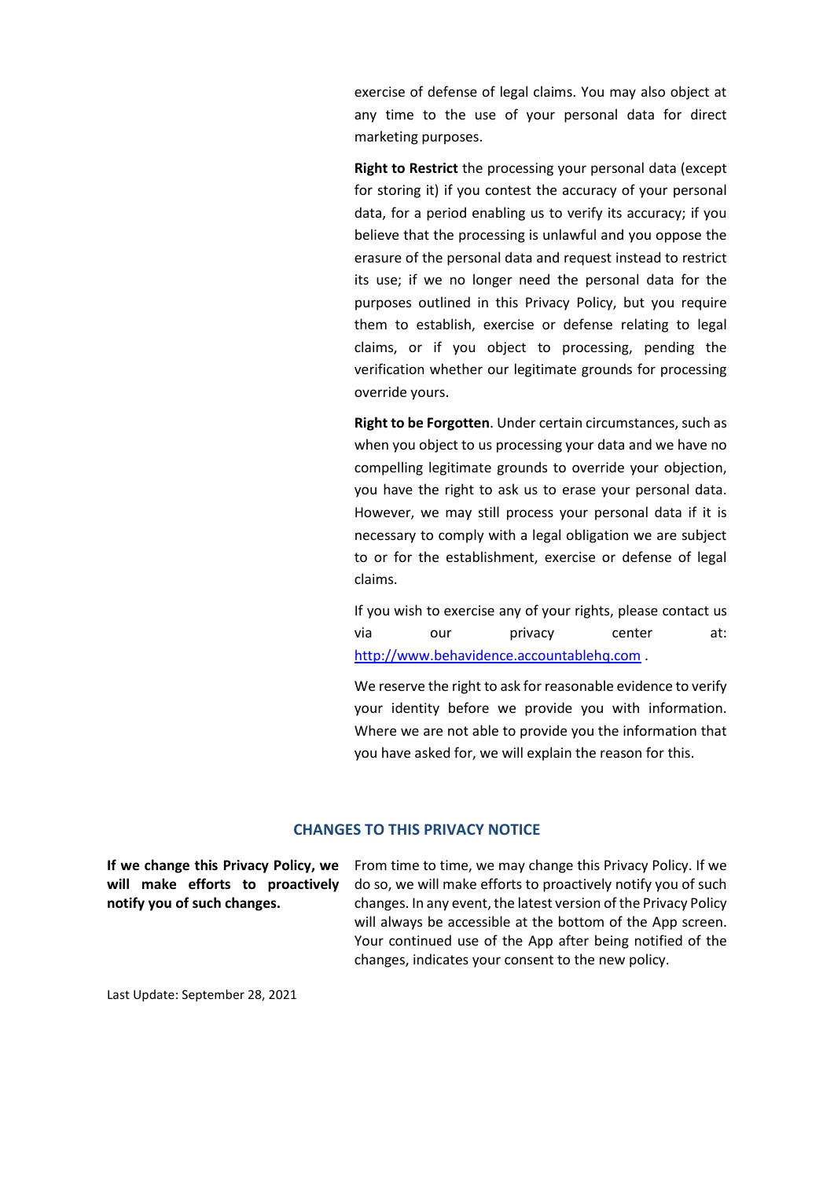exercise of defense of legal claims. You may also object at any time to the use of your personal data for direct marketing purposes.

**Right to Restrict** the processing your personal data (except for storing it) if you contest the accuracy of your personal data, for a period enabling us to verify its accuracy; if you believe that the processing is unlawful and you oppose the erasure of the personal data and request instead to restrict its use; if we no longer need the personal data for the purposes outlined in this Privacy Policy, but you require them to establish, exercise or defense relating to legal claims, or if you object to processing, pending the verification whether our legitimate grounds for processing override yours.

**Right to be Forgotten**. Under certain circumstances, such as when you object to us processing your data and we have no compelling legitimate grounds to override your objection, you have the right to ask us to erase your personal data. However, we may still process your personal data if it is necessary to comply with a legal obligation we are subject to or for the establishment, exercise or defense of legal claims.

If you wish to exercise any of your rights, please contact us via our privacy center at: [http://www.behavidence.accountablehq.com](http://www.behavidence.accountablehq.com) .

We reserve the right to ask for reasonable evidence to verify your identity before we provide you with information. Where we are not able to provide you the information that you have asked for, we will explain the reason for this.

## CHANGES TO THIS PRIVACY NOTICE

**If we change this Privacy Policy, we will make efforts to proactively notify you of such changes.**

From time to time, we may change this Privacy Policy. If we do so, we will make efforts to proactively notify you of such changes. In any event, the latest version of the Privacy Policy will always be accessible at the bottom of the App screen. Your continued use of the App after being notified of the changes, indicates your consent to the new policy.

Last Update: September 28, 2021